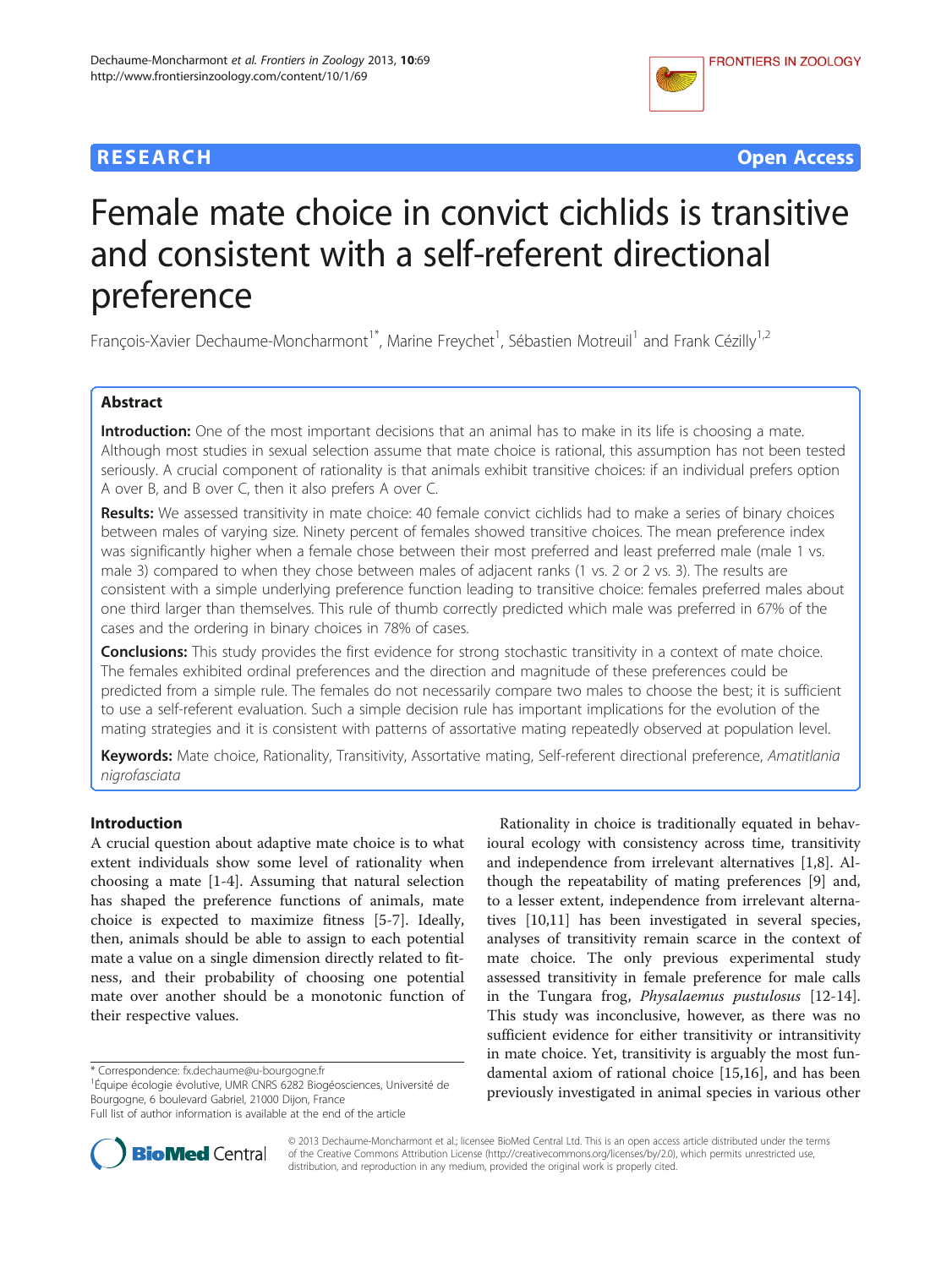**RESEARCH** **Open Access**

# Female mate choice in convict cichlids is transitive and consistent with a self-referent directional preference

François-Xavier Dechaume-Moncharmont[1*], Marine Freychet[1], Sébastien Motreuil[1] and Frank Cézilly[1,2]

## Abstract

**Introduction:** One of the most important decisions that an animal has to make in its life is choosing a mate. Although most studies in sexual selection assume that mate choice is rational, this assumption has not been tested seriously. A crucial component of rationality is that animals exhibit transitive choices: if an individual prefers option A over B, and B over C, then it also prefers A over C.

**Results:** We assessed transitivity in mate choice: 40 female convict cichlids had to make a series of binary choices between males of varying size. Ninety percent of females showed transitive choices. The mean preference index was significantly higher when a female chose between their most preferred and least preferred male (male 1 vs. male 3) compared to when they chose between males of adjacent ranks (1 vs. 2 or 2 vs. 3). The results are consistent with a simple underlying preference function leading to transitive choice: females preferred males about one third larger than themselves. This rule of thumb correctly predicted which male was preferred in 67% of the cases and the ordering in binary choices in 78% of cases.

**Conclusions:** This study provides the first evidence for strong stochastic transitivity in a context of mate choice. The females exhibited ordinal preferences and the direction and magnitude of these preferences could be predicted from a simple rule. The females do not necessarily compare two males to choose the best; it is sufficient to use a self-referent evaluation. Such a simple decision rule has important implications for the evolution of the mating strategies and it is consistent with patterns of assortative mating repeatedly observed at population level.

**Keywords:** Mate choice, Rationality, Transitivity, Assortative mating, Self-referent directional preference, *Amatitlania nigrofasciata*

## Introduction

A crucial question about adaptive mate choice is to what extent individuals show some level of rationality when choosing a mate [1-4]. Assuming that natural selection has shaped the preference functions of animals, mate choice is expected to maximize fitness [5-7]. Ideally, then, animals should be able to assign to each potential mate a value on a single dimension directly related to fitness, and their probability of choosing one potential mate over another should be a monotonic function of their respective values.

Rationality in choice is traditionally equated in behavioural ecology with consistency across time, transitivity and independence from irrelevant alternatives [1,8]. Although the repeatability of mating preferences [9] and, to a lesser extent, independence from irrelevant alternatives [10,11] has been investigated in several species, analyses of transitivity remain scarce in the context of mate choice. The only previous experimental study assessed transitivity in female preference for male calls in the Tungara frog, *Physalaemus pustulosus* [12-14]. This study was inconclusive, however, as there was no sufficient evidence for either transitivity or intransitivity in mate choice. Yet, transitivity is arguably the most fundamental axiom of rational choice [15,16], and has been previously investigated in animal species in various other

* Correspondence: fx.dechaume@u-bourgogne.fr
[1]Équipe écologie évolutive, UMR CNRS 6282 Biogéosciences, Université de Bourgogne, 6 boulevard Gabriel, 21000 Dijon, France
Full list of author information is available at the end of the article

© 2013 Dechaume-Moncharmont et al.; licensee BioMed Central Ltd. This is an open access article distributed under the terms of the Creative Commons Attribution License (http://creativecommons.org/licenses/by/2.0), which permits unrestricted use, distribution, and reproduction in any medium, provided the original work is properly cited.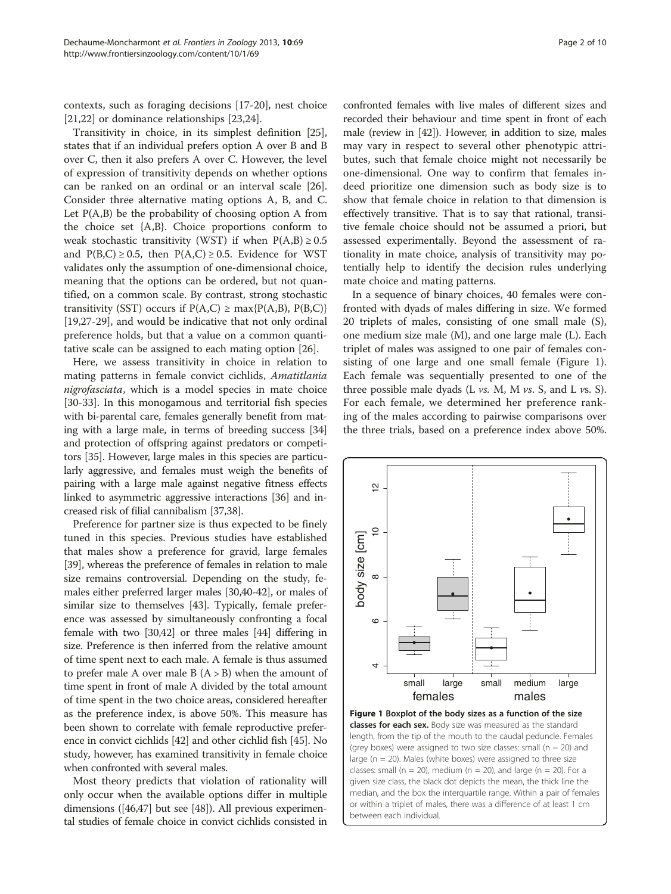contexts, such as foraging decisions [17-20], nest choice [21,22] or dominance relationships [23,24].

Transitivity in choice, in its simplest definition [25], states that if an individual prefers option A over B and B over C, then it also prefers A over C. However, the level of expression of transitivity depends on whether options can be ranked on an ordinal or an interval scale [26]. Consider three alternative mating options A, B, and C. Let P(A,B) be the probability of choosing option A from the choice set {A,B}. Choice proportions conform to weak stochastic transitivity (WST) if when $P(A,B) \geq 0.5$ and $P(B,C) \geq 0.5$, then $P(A,C) \geq 0.5$. Evidence for WST validates only the assumption of one-dimensional choice, meaning that the options can be ordered, but not quantified, on a common scale. By contrast, strong stochastic transitivity (SST) occurs if $P(A,C) \geq \max\{P(A,B), P(B,C)\}$ [19,27-29], and would be indicative that not only ordinal preference holds, but that a value on a common quantitative scale can be assigned to each mating option [26].

Here, we assess transitivity in choice in relation to mating patterns in female convict cichlids, *Amatitlania nigrofasciata*, which is a model species in mate choice [30-33]. In this monogamous and territorial fish species with bi-parental care, females generally benefit from mating with a large male, in terms of breeding success [34] and protection of offspring against predators or competitors [35]. However, large males in this species are particularly aggressive, and females must weigh the benefits of pairing with a large male against negative fitness effects linked to asymmetric aggressive interactions [36] and increased risk of filial cannibalism [37,38].

Preference for partner size is thus expected to be finely tuned in this species. Previous studies have established that males show a preference for gravid, large females [39], whereas the preference of females in relation to male size remains controversial. Depending on the study, females either preferred larger males [30,40-42], or males of similar size to themselves [43]. Typically, female preference was assessed by simultaneously confronting a focal female with two [30,42] or three males [44] differing in size. Preference is then inferred from the relative amount of time spent next to each male. A female is thus assumed to prefer male A over male B (A > B) when the amount of time spent in front of male A divided by the total amount of time spent in the two choice areas, considered hereafter as the preference index, is above 50%. This measure has been shown to correlate with female reproductive preference in convict cichlids [42] and other cichlid fish [45]. No study, however, has examined transitivity in female choice when confronted with several males.

Most theory predicts that violation of rationality will only occur when the available options differ in multiple dimensions ([46,47] but see [48]). All previous experimental studies of female choice in convict cichlids consisted in confronted females with live males of different sizes and recorded their behaviour and time spent in front of each male (review in [42]). However, in addition to size, males may vary in respect to several other phenotypic attributes, such that female choice might not necessarily be one-dimensional. One way to confirm that females indeed prioritize one dimension such as body size is to show that female choice in relation to that dimension is effectively transitive. That is to say that rational, transitive female choice should not be assumed a priori, but assessed experimentally. Beyond the assessment of rationality in mate choice, analysis of transitivity may potentially help to identify the decision rules underlying mate choice and mating patterns.

In a sequence of binary choices, 40 females were confronted with dyads of males differing in size. We formed 20 triplets of males, consisting of one small male (S), one medium size male (M), and one large male (L). Each triplet of males was assigned to one pair of females consisting of one large and one small female (Figure 1). Each female was sequentially presented to one of the three possible male dyads (L *vs.* M, M *vs.* S, and L *vs.* S). For each female, we determined her preference ranking of the males according to pairwise comparisons over the three trials, based on a preference index above 50%.

**Figure 1 Boxplot of the body sizes as a function of the size classes for each sex.** Body size was measured as the standard length, from the tip of the mouth to the caudal peduncle. Females (grey boxes) were assigned to two size classes: small (n = 20) and large (n = 20). Males (white boxes) were assigned to three size classes: small (n = 20), medium (n = 20), and large (n = 20). For a given size class, the black dot depicts the mean, the thick line the median, and the box the interquartile range. Within a pair of females or within a triplet of males, there was a difference of at least 1 cm between each individual.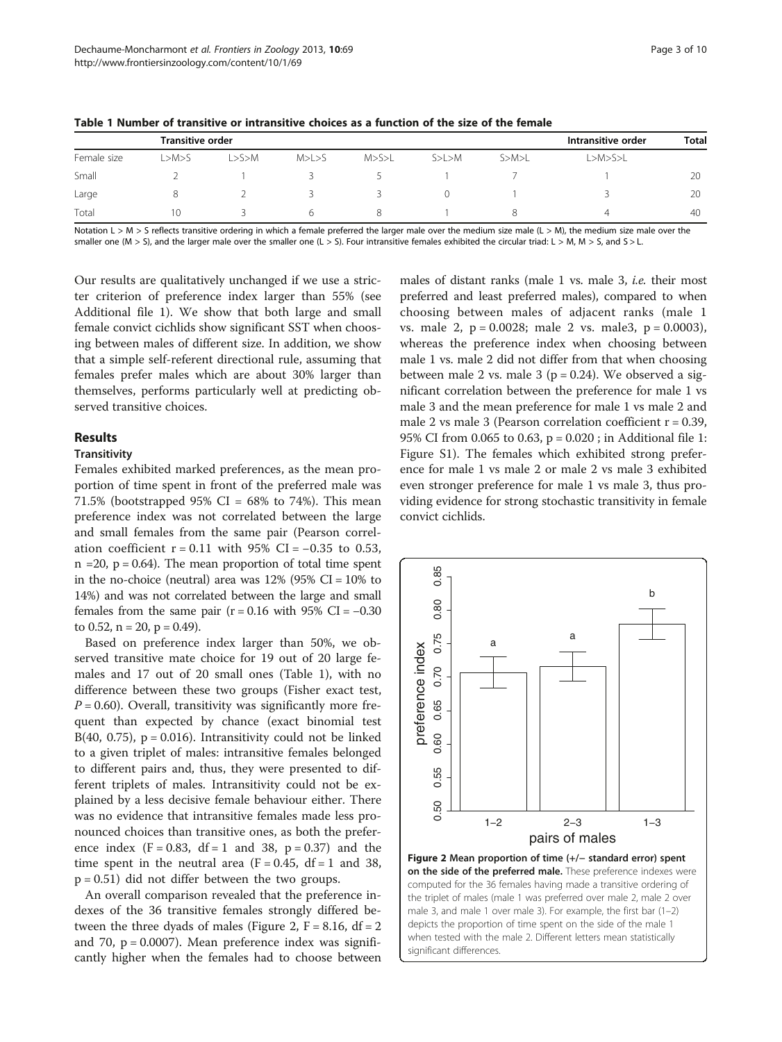**Table 1 Number of transitive or intransitive choices as a function of the size of the female**

| | Transitive order | | | | | | Intransitive order | Total |
|---|---|---|---|---|---|---|---|---|
| Female size | L>M>S | L>S>M | M>L>S | M>S>L | S>L>M | S>M>L | L>M>S>L | |
| Small | 2 | 1 | 3 | 5 | 1 | 7 | 1 | 20 |
| Large | 8 | 2 | 3 | 3 | 0 | 1 | 3 | 20 |
| Total | 10 | 3 | 6 | 8 | 1 | 8 | 4 | 40 |

Notation L > M > S reflects transitive ordering in which a female preferred the larger male over the medium size male (L > M), the medium size male over the smaller one (M > S), and the larger male over the smaller one (L > S). Four intransitive females exhibited the circular triad: L > M, M > S, and S > L.

Our results are qualitatively unchanged if we use a stricter criterion of preference index larger than 55% (see Additional file 1). We show that both large and small female convict cichlids show significant SST when choosing between males of different size. In addition, we show that a simple self-referent directional rule, assuming that females prefer males which are about 30% larger than themselves, performs particularly well at predicting observed transitive choices.

## Results

### Transitivity

Females exhibited marked preferences, as the mean proportion of time spent in front of the preferred male was 71.5% (bootstrapped 95% CI = 68% to 74%). This mean preference index was not correlated between the large and small females from the same pair (Pearson correlation coefficient $r = 0.11$ with 95% CI = −0.35 to 0.53, $n = 20$, $p = 0.64$). The mean proportion of total time spent in the no-choice (neutral) area was 12% (95% CI = 10% to 14%) and was not correlated between the large and small females from the same pair ($r = 0.16$ with 95% CI = −0.30 to 0.52, $n = 20$, $p = 0.49$).

Based on preference index larger than 50%, we observed transitive mate choice for 19 out of 20 large females and 17 out of 20 small ones (Table 1), with no difference between these two groups (Fisher exact test, $P = 0.60$). Overall, transitivity was significantly more frequent than expected by chance (exact binomial test B(40, 0.75), $p = 0.016$). Intransitivity could not be linked to a given triplet of males: intransitive females belonged to different pairs and, thus, they were presented to different triplets of males. Intransitivity could not be explained by a less decisive female behaviour either. There was no evidence that intransitive females made less pronounced choices than transitive ones, as both the preference index ($F = 0.83$, df = 1 and 38, $p = 0.37$) and the time spent in the neutral area ($F = 0.45$, df = 1 and 38, $p = 0.51$) did not differ between the two groups.

An overall comparison revealed that the preference indexes of the 36 transitive females strongly differed between the three dyads of males (Figure 2, $F = 8.16$, df = 2 and 70, $p = 0.0007$). Mean preference index was significantly higher when the females had to choose between males of distant ranks (male 1 vs. male 3, *i.e.* their most preferred and least preferred males), compared to when choosing between males of adjacent ranks (male 1 vs. male 2, $p = 0.0028$; male 2 vs. male3, $p = 0.0003$), whereas the preference index when choosing between male 1 vs. male 2 did not differ from that when choosing between male 2 vs. male 3 ($p = 0.24$). We observed a significant correlation between the preference for male 1 vs male 3 and the mean preference for male 1 vs male 2 and male 2 vs male 3 (Pearson correlation coefficient $r = 0.39$, 95% CI from 0.065 to 0.63, $p = 0.020$ ; in Additional file 1: Figure S1). The females which exhibited strong preference for male 1 vs male 2 or male 2 vs male 3 exhibited even stronger preference for male 1 vs male 3, thus providing evidence for strong stochastic transitivity in female convict cichlids.

**Figure 2 Mean proportion of time (+/− standard error) spent on the side of the preferred male.** These preference indexes were computed for the 36 females having made a transitive ordering of the triplet of males (male 1 was preferred over male 2, male 2 over male 3, and male 1 over male 3). For example, the first bar (1–2) depicts the proportion of time spent on the side of the male 1 when tested with the male 2. Different letters mean statistically significant differences.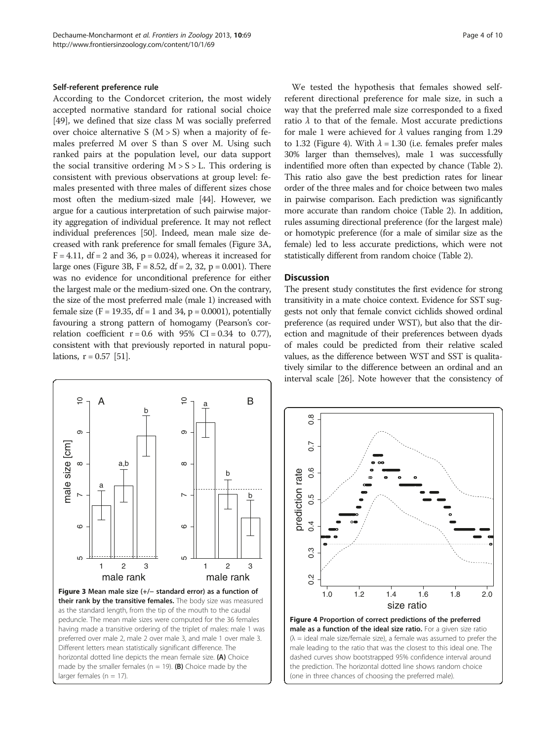### Self-referent preference rule

According to the Condorcet criterion, the most widely accepted normative standard for rational social choice [49], we defined that size class M was socially preferred over choice alternative S (M > S) when a majority of females preferred M over S than S over M. Using such ranked pairs at the population level, our data support the social transitive ordering M > S > L. This ordering is consistent with previous observations at group level: females presented with three males of different sizes chose most often the medium-sized male [44]. However, we argue for a cautious interpretation of such pairwise majority aggregation of individual preference. It may not reflect individual preferences [50]. Indeed, mean male size decreased with rank preference for small females (Figure 3A, $F = 4.11$, df = 2 and 36, $p = 0.024$), whereas it increased for large ones (Figure 3B, $F = 8.52$, df = 2, 32, $p = 0.001$). There was no evidence for unconditional preference for either the largest male or the medium-sized one. On the contrary, the size of the most preferred male (male 1) increased with female size ($F = 19.35$, df = 1 and 34, $p = 0.0001$), potentially favouring a strong pattern of homogamy (Pearson's correlation coefficient $r = 0.6$ with 95% CI = 0.34 to 0.77), consistent with that previously reported in natural populations, $r = 0.57$ [51].

We tested the hypothesis that females showed self-referent directional preference for male size, in such a way that the preferred male size corresponded to a fixed ratio $\lambda$ to that of the female. Most accurate predictions for male 1 were achieved for $\lambda$ values ranging from 1.29 to 1.32 (Figure 4). With $\lambda = 1.30$ (i.e. females prefer males 30% larger than themselves), male 1 was successfully indentified more often than expected by chance (Table 2). This ratio also gave the best prediction rates for linear order of the three males and for choice between two males in pairwise comparison. Each prediction was significantly more accurate than random choice (Table 2). In addition, rules assuming directional preference (for the largest male) or homotypic preference (for a male of similar size as the female) led to less accurate predictions, which were not statistically different from random choice (Table 2).

## Discussion

The present study constitutes the first evidence for strong transitivity in a mate choice context. Evidence for SST suggests not only that female convict cichlids showed ordinal preference (as required under WST), but also that the direction and magnitude of their preferences between dyads of males could be predicted from their relative scaled values, as the difference between WST and SST is qualitatively similar to the difference between an ordinal and an interval scale [26]. Note however that the consistency of

**Figure 3 Mean male size (+/− standard error) as a function of their rank by the transitive females.** The body size was measured as the standard length, from the tip of the mouth to the caudal peduncle. The mean male sizes were computed for the 36 females having made a transitive ordering of the triplet of males: male 1 was preferred over male 2, male 2 over male 3, and male 1 over male 3. Different letters mean statistically significant difference. The horizontal dotted line depicts the mean female size. **(A)** Choice made by the smaller females (n = 19). **(B)** Choice made by the larger females (n = 17).

**Figure 4 Proportion of correct predictions of the preferred male as a function of the ideal size ratio.** For a given size ratio ($\lambda$ = ideal male size/female size), a female was assumed to prefer the male leading to the ratio that was the closest to this ideal one. The dashed curves show bootstrapped 95% confidence interval around the prediction. The horizontal dotted line shows random choice (one in three chances of choosing the preferred male).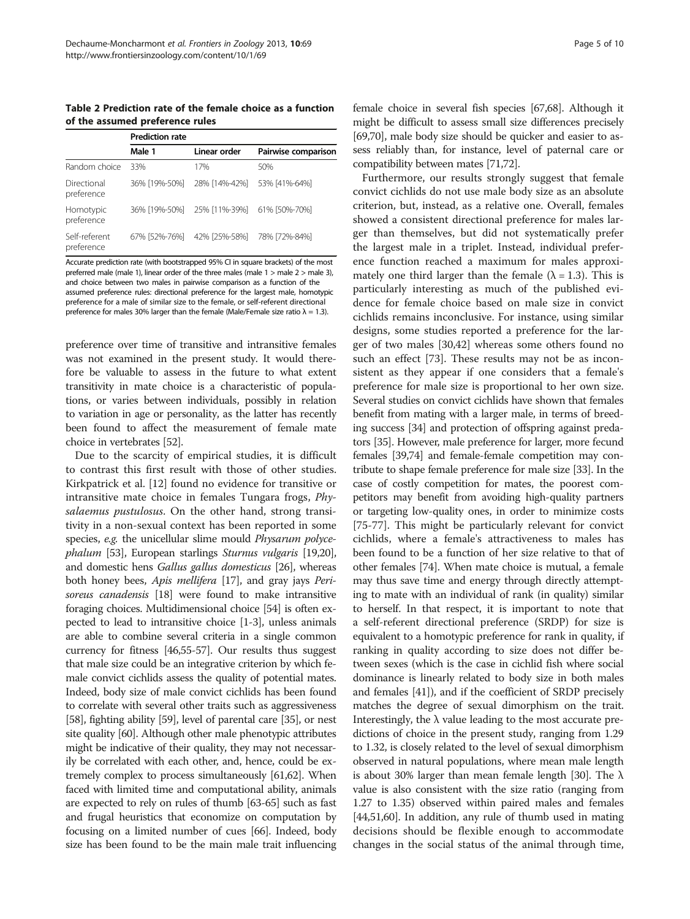**Table 2 Prediction rate of the female choice as a function of the assumed preference rules**

| | Prediction rate | | |
|---|---|---|---|
| | Male 1 | Linear order | Pairwise comparison |
| Random choice | 33% | 17% | 50% |
| Directional preference | 36% [19%-50%] | 28% [14%-42%] | 53% [41%-64%] |
| Homotypic preference | 36% [19%-50%] | 25% [11%-39%] | 61% [50%-70%] |
| Self-referent preference | 67% [52%-76%] | 42% [25%-58%] | 78% [72%-84%] |

Accurate prediction rate (with bootstrapped 95% CI in square brackets) of the most preferred male (male 1), linear order of the three males (male 1 > male 2 > male 3), and choice between two males in pairwise comparison as a function of the assumed preference rules: directional preference for the largest male, homotypic preference for a male of similar size to the female, or self-referent directional preference for males 30% larger than the female (Male/Female size ratio $\lambda = 1.3$).

preference over time of transitive and intransitive females was not examined in the present study. It would therefore be valuable to assess in the future to what extent transitivity in mate choice is a characteristic of populations, or varies between individuals, possibly in relation to variation in age or personality, as the latter has recently been found to affect the measurement of female mate choice in vertebrates [52].

Due to the scarcity of empirical studies, it is difficult to contrast this first result with those of other studies. Kirkpatrick et al. [12] found no evidence for transitive or intransitive mate choice in females Tungara frogs, *Physalaemus pustulosus*. On the other hand, strong transitivity in a non-sexual context has been reported in some species, *e.g.* the unicellular slime mould *Physarum polycephalum* [53], European starlings *Sturnus vulgaris* [19,20], and domestic hens *Gallus gallus domesticus* [26], whereas both honey bees, *Apis mellifera* [17], and gray jays *Perisoreus canadensis* [18] were found to make intransitive foraging choices. Multidimensional choice [54] is often expected to lead to intransitive choice [1-3], unless animals are able to combine several criteria in a single common currency for fitness [46,55-57]. Our results thus suggest that male size could be an integrative criterion by which female convict cichlids assess the quality of potential mates. Indeed, body size of male convict cichlids has been found to correlate with several other traits such as aggressiveness [58], fighting ability [59], level of parental care [35], or nest site quality [60]. Although other male phenotypic attributes might be indicative of their quality, they may not necessarily be correlated with each other, and, hence, could be extremely complex to process simultaneously [61,62]. When faced with limited time and computational ability, animals are expected to rely on rules of thumb [63-65] such as fast and frugal heuristics that economize on computation by focusing on a limited number of cues [66]. Indeed, body size has been found to be the main male trait influencing female choice in several fish species [67,68]. Although it might be difficult to assess small size differences precisely [69,70], male body size should be quicker and easier to assess reliably than, for instance, level of paternal care or compatibility between mates [71,72].

Furthermore, our results strongly suggest that female convict cichlids do not use male body size as an absolute criterion, but, instead, as a relative one. Overall, females showed a consistent directional preference for males larger than themselves, but did not systematically prefer the largest male in a triplet. Instead, individual preference function reached a maximum for males approximately one third larger than the female ($\lambda = 1.3$). This is particularly interesting as much of the published evidence for female choice based on male size in convict cichlids remains inconclusive. For instance, using similar designs, some studies reported a preference for the larger of two males [30,42] whereas some others found no such an effect [73]. These results may not be as inconsistent as they appear if one considers that a female's preference for male size is proportional to her own size. Several studies on convict cichlids have shown that females benefit from mating with a larger male, in terms of breeding success [34] and protection of offspring against predators [35]. However, male preference for larger, more fecund females [39,74] and female-female competition may contribute to shape female preference for male size [33]. In the case of costly competition for mates, the poorest competitors may benefit from avoiding high-quality partners or targeting low-quality ones, in order to minimize costs [75-77]. This might be particularly relevant for convict cichlids, where a female's attractiveness to males has been found to be a function of her size relative to that of other females [74]. When mate choice is mutual, a female may thus save time and energy through directly attempting to mate with an individual of rank (in quality) similar to herself. In that respect, it is important to note that a self-referent directional preference (SRDP) for size is equivalent to a homotypic preference for rank in quality, if ranking in quality according to size does not differ between sexes (which is the case in cichlid fish where social dominance is linearly related to body size in both males and females [41]), and if the coefficient of SRDP precisely matches the degree of sexual dimorphism on the trait. Interestingly, the $\lambda$ value leading to the most accurate predictions of choice in the present study, ranging from 1.29 to 1.32, is closely related to the level of sexual dimorphism observed in natural populations, where mean male length is about 30% larger than mean female length [30]. The $\lambda$ value is also consistent with the size ratio (ranging from 1.27 to 1.35) observed within paired males and females [44,51,60]. In addition, any rule of thumb used in mating decisions should be flexible enough to accommodate changes in the social status of the animal through time,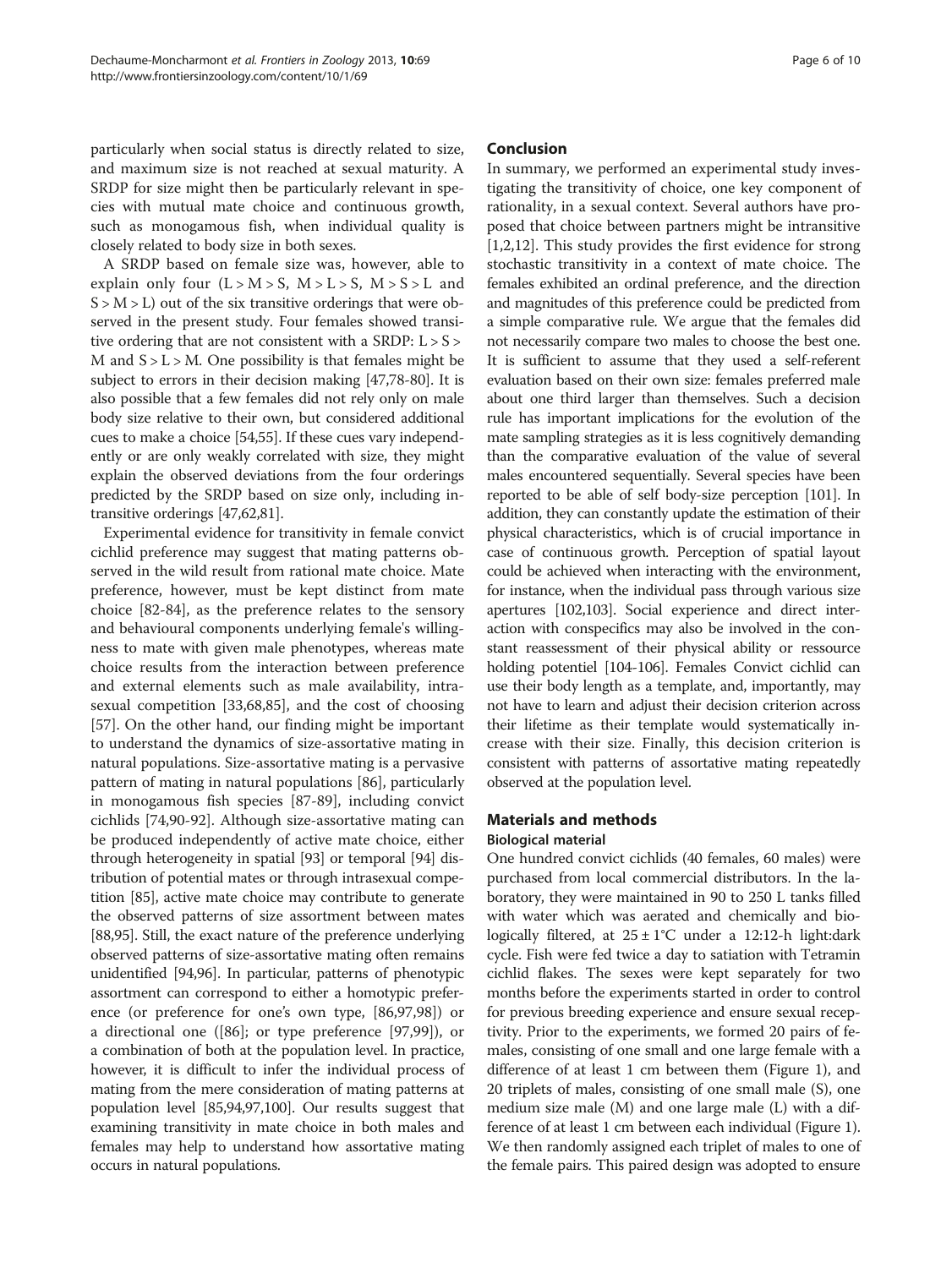particularly when social status is directly related to size, and maximum size is not reached at sexual maturity. A SRDP for size might then be particularly relevant in species with mutual mate choice and continuous growth, such as monogamous fish, when individual quality is closely related to body size in both sexes.

A SRDP based on female size was, however, able to explain only four (L > M > S, M > L > S, M > S > L and S > M > L) out of the six transitive orderings that were observed in the present study. Four females showed transitive ordering that are not consistent with a SRDP: L > S > M and S > L > M. One possibility is that females might be subject to errors in their decision making [47,78-80]. It is also possible that a few females did not rely only on male body size relative to their own, but considered additional cues to make a choice [54,55]. If these cues vary independently or are only weakly correlated with size, they might explain the observed deviations from the four orderings predicted by the SRDP based on size only, including intransitive orderings [47,62,81].

Experimental evidence for transitivity in female convict cichlid preference may suggest that mating patterns observed in the wild result from rational mate choice. Mate preference, however, must be kept distinct from mate choice [82-84], as the preference relates to the sensory and behavioural components underlying female's willingness to mate with given male phenotypes, whereas mate choice results from the interaction between preference and external elements such as male availability, intrasexual competition [33,68,85], and the cost of choosing [57]. On the other hand, our finding might be important to understand the dynamics of size-assortative mating in natural populations. Size-assortative mating is a pervasive pattern of mating in natural populations [86], particularly in monogamous fish species [87-89], including convict cichlids [74,90-92]. Although size-assortative mating can be produced independently of active mate choice, either through heterogeneity in spatial [93] or temporal [94] distribution of potential mates or through intrasexual competition [85], active mate choice may contribute to generate the observed patterns of size assortment between mates [88,95]. Still, the exact nature of the preference underlying observed patterns of size-assortative mating often remains unidentified [94,96]. In particular, patterns of phenotypic assortment can correspond to either a homotypic preference (or preference for one's own type, [86,97,98]) or a directional one ([86]; or type preference [97,99]), or a combination of both at the population level. In practice, however, it is difficult to infer the individual process of mating from the mere consideration of mating patterns at population level [85,94,97,100]. Our results suggest that examining transitivity in mate choice in both males and females may help to understand how assortative mating occurs in natural populations.

## Conclusion

In summary, we performed an experimental study investigating the transitivity of choice, one key component of rationality, in a sexual context. Several authors have proposed that choice between partners might be intransitive [1,2,12]. This study provides the first evidence for strong stochastic transitivity in a context of mate choice. The females exhibited an ordinal preference, and the direction and magnitudes of this preference could be predicted from a simple comparative rule. We argue that the females did not necessarily compare two males to choose the best one. It is sufficient to assume that they used a self-referent evaluation based on their own size: females preferred male about one third larger than themselves. Such a decision rule has important implications for the evolution of the mate sampling strategies as it is less cognitively demanding than the comparative evaluation of the value of several males encountered sequentially. Several species have been reported to be able of self body-size perception [101]. In addition, they can constantly update the estimation of their physical characteristics, which is of crucial importance in case of continuous growth. Perception of spatial layout could be achieved when interacting with the environment, for instance, when the individual pass through various size apertures [102,103]. Social experience and direct interaction with conspecifics may also be involved in the constant reassessment of their physical ability or ressource holding potentiel [104-106]. Females Convict cichlid can use their body length as a template, and, importantly, may not have to learn and adjust their decision criterion across their lifetime as their template would systematically increase with their size. Finally, this decision criterion is consistent with patterns of assortative mating repeatedly observed at the population level.

## Materials and methods

### Biological material

One hundred convict cichlids (40 females, 60 males) were purchased from local commercial distributors. In the laboratory, they were maintained in 90 to 250 L tanks filled with water which was aerated and chemically and biologically filtered, at 25 ± 1°C under a 12:12-h light:dark cycle. Fish were fed twice a day to satiation with Tetramin cichlid flakes. The sexes were kept separately for two months before the experiments started in order to control for previous breeding experience and ensure sexual receptivity. Prior to the experiments, we formed 20 pairs of females, consisting of one small and one large female with a difference of at least 1 cm between them (Figure 1), and 20 triplets of males, consisting of one small male (S), one medium size male (M) and one large male (L) with a difference of at least 1 cm between each individual (Figure 1). We then randomly assigned each triplet of males to one of the female pairs. This paired design was adopted to ensure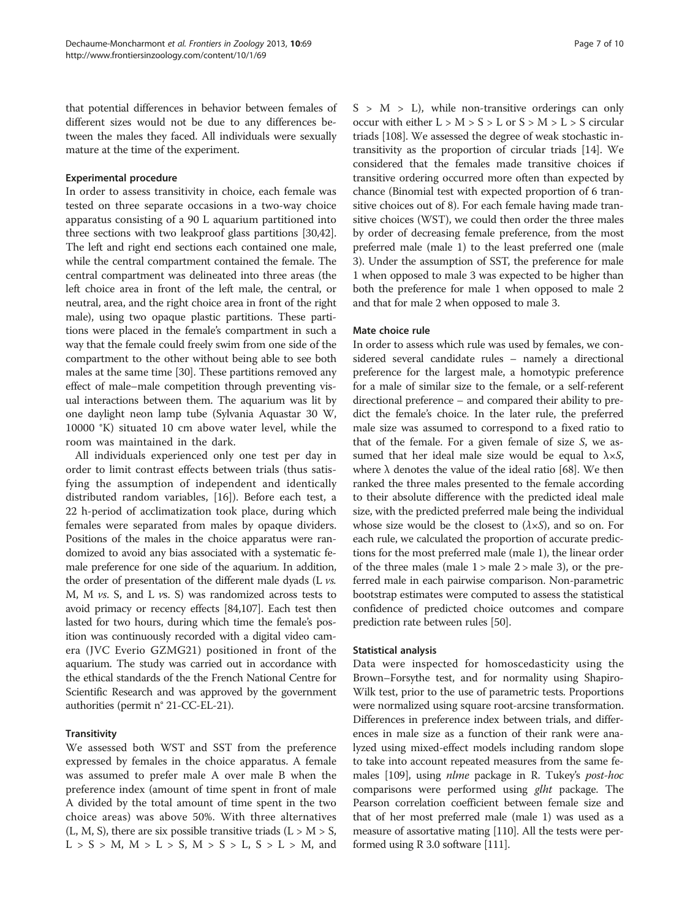that potential differences in behavior between females of different sizes would not be due to any differences between the males they faced. All individuals were sexually mature at the time of the experiment.

#### Experimental procedure

In order to assess transitivity in choice, each female was tested on three separate occasions in a two-way choice apparatus consisting of a 90 L aquarium partitioned into three sections with two leakproof glass partitions [30,42]. The left and right end sections each contained one male, while the central compartment contained the female. The central compartment was delineated into three areas (the left choice area in front of the left male, the central, or neutral, area, and the right choice area in front of the right male), using two opaque plastic partitions. These partitions were placed in the female's compartment in such a way that the female could freely swim from one side of the compartment to the other without being able to see both males at the same time [30]. These partitions removed any effect of male–male competition through preventing visual interactions between them. The aquarium was lit by one daylight neon lamp tube (Sylvania Aquastar 30 W, 10000 °K) situated 10 cm above water level, while the room was maintained in the dark.

All individuals experienced only one test per day in order to limit contrast effects between trials (thus satisfying the assumption of independent and identically distributed random variables, [16]). Before each test, a 22 h-period of acclimatization took place, during which females were separated from males by opaque dividers. Positions of the males in the choice apparatus were randomized to avoid any bias associated with a systematic female preference for one side of the aquarium. In addition, the order of presentation of the different male dyads (L *vs.* M, M *vs.* S, and L *vs.* S) was randomized across tests to avoid primacy or recency effects [84,107]. Each test then lasted for two hours, during which time the female's position was continuously recorded with a digital video camera (JVC Everio GZMG21) positioned in front of the aquarium. The study was carried out in accordance with the ethical standards of the the French National Centre for Scientific Research and was approved by the government authorities (permit n° 21-CC-EL-21).

#### Transitivity

We assessed both WST and SST from the preference expressed by females in the choice apparatus. A female was assumed to prefer male A over male B when the preference index (amount of time spent in front of male A divided by the total amount of time spent in the two choice areas) was above 50%. With three alternatives (L, M, S), there are six possible transitive triads (L > M > S, L > S > M, M > L > S, M > S > L, S > L > M, and S > M > L), while non-transitive orderings can only occur with either L > M > S > L or S > M > L > S circular triads [108]. We assessed the degree of weak stochastic intransitivity as the proportion of circular triads [14]. We considered that the females made transitive choices if transitive ordering occurred more often than expected by chance (Binomial test with expected proportion of 6 transitive choices out of 8). For each female having made transitive choices (WST), we could then order the three males by order of decreasing female preference, from the most preferred male (male 1) to the least preferred one (male 3). Under the assumption of SST, the preference for male 1 when opposed to male 3 was expected to be higher than both the preference for male 1 when opposed to male 2 and that for male 2 when opposed to male 3.

#### Mate choice rule

In order to assess which rule was used by females, we considered several candidate rules – namely a directional preference for the largest male, a homotypic preference for a male of similar size to the female, or a self-referent directional preference – and compared their ability to predict the female's choice. In the later rule, the preferred male size was assumed to correspond to a fixed ratio to that of the female. For a given female of size *S*, we assumed that her ideal male size would be equal to $\lambda \times S$, where $\lambda$ denotes the value of the ideal ratio [68]. We then ranked the three males presented to the female according to their absolute difference with the predicted ideal male size, with the predicted preferred male being the individual whose size would be the closest to ($\lambda \times S$), and so on. For each rule, we calculated the proportion of accurate predictions for the most preferred male (male 1), the linear order of the three males (male 1 > male 2 > male 3), or the preferred male in each pairwise comparison. Non-parametric bootstrap estimates were computed to assess the statistical confidence of predicted choice outcomes and compare prediction rate between rules [50].

#### Statistical analysis

Data were inspected for homoscedasticity using the Brown–Forsythe test, and for normality using Shapiro-Wilk test, prior to the use of parametric tests. Proportions were normalized using square root-arcsine transformation. Differences in preference index between trials, and differences in male size as a function of their rank were analyzed using mixed-effect models including random slope to take into account repeated measures from the same females [109], using *nlme* package in R. Tukey's *post-hoc* comparisons were performed using *glht* package. The Pearson correlation coefficient between female size and that of her most preferred male (male 1) was used as a measure of assortative mating [110]. All the tests were performed using R 3.0 software [111].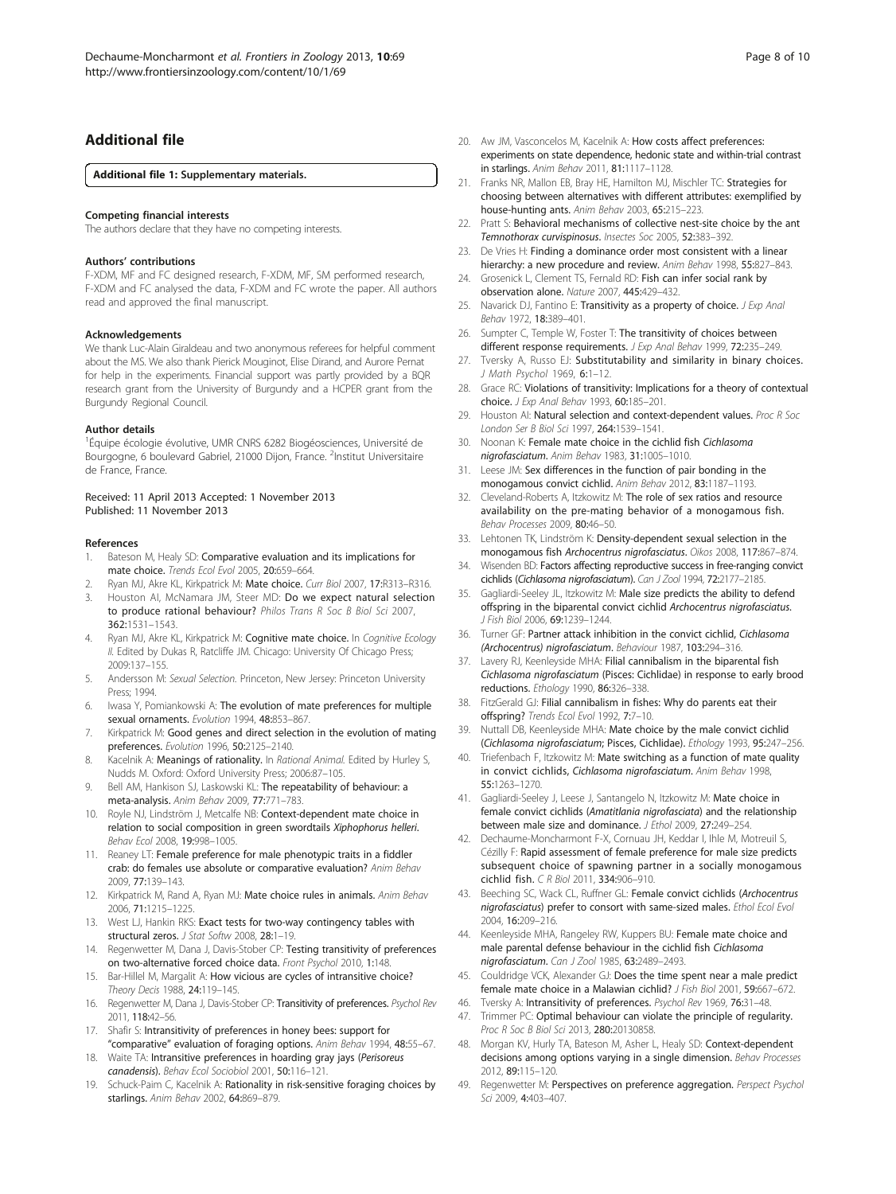## Additional file

**Additional file 1: Supplementary materials.**

#### Competing financial interests

The authors declare that they have no competing interests.

#### Authors' contributions

F-XDM, MF and FC designed research, F-XDM, MF, SM performed research, F-XDM and FC analysed the data, F-XDM and FC wrote the paper. All authors read and approved the final manuscript.

#### Acknowledgements

We thank Luc-Alain Giraldeau and two anonymous referees for helpful comment about the MS. We also thank Pierick Mouginot, Elise Dirand, and Aurore Pernat for help in the experiments. Financial support was partly provided by a BQR research grant from the University of Burgundy and a HCPER grant from the Burgundy Regional Council.

#### Author details

[1]Équipe écologie évolutive, UMR CNRS 6282 Biogéosciences, Université de Bourgogne, 6 boulevard Gabriel, 21000 Dijon, France. [2]Institut Universitaire de France, France.

Received: 11 April 2013 Accepted: 1 November 2013
Published: 11 November 2013

#### References

1. Bateson M, Healy SD: **Comparative evaluation and its implications for mate choice.** *Trends Ecol Evol* 2005, **20:**659–664.
2. Ryan MJ, Akre KL, Kirkpatrick M: **Mate choice.** *Curr Biol* 2007, **17:**R313–R316.
3. Houston AI, McNamara JM, Steer MD: **Do we expect natural selection to produce rational behaviour?** *Philos Trans R Soc B Biol Sci* 2007, **362:**1531–1543.
4. Ryan MJ, Akre KL, Kirkpatrick M: **Cognitive mate choice.** In *Cognitive Ecology II*. Edited by Dukas R, Ratcliffe JM. Chicago: University Of Chicago Press; 2009:137–155.
5. Andersson M: *Sexual Selection*. Princeton, New Jersey: Princeton University Press; 1994.
6. Iwasa Y, Pomiankowski A: **The evolution of mate preferences for multiple sexual ornaments.** *Evolution* 1994, **48:**853–867.
7. Kirkpatrick M: **Good genes and direct selection in the evolution of mating preferences.** *Evolution* 1996, **50:**2125–2140.
8. Kacelnik A: **Meanings of rationality.** In *Rational Animal*. Edited by Hurley S, Nudds M. Oxford: Oxford University Press; 2006:87–105.
9. Bell AM, Hankison SJ, Laskowski KL: **The repeatability of behaviour: a meta-analysis.** *Anim Behav* 2009, **77:**771–783.
10. Royle NJ, Lindström J, Metcalfe NB: **Context-dependent mate choice in relation to social composition in green swordtails *Xiphophorus helleri*.** *Behav Ecol* 2008, **19:**998–1005.
11. Reaney LT: **Female preference for male phenotypic traits in a fiddler crab: do females use absolute or comparative evaluation?** *Anim Behav* 2009, **77:**139–143.
12. Kirkpatrick M, Rand A, Ryan MJ: **Mate choice rules in animals.** *Anim Behav* 2006, **71:**1215–1225.
13. West LJ, Hankin RKS: **Exact tests for two-way contingency tables with structural zeros.** *J Stat Softw* 2008, **28:**1–19.
14. Regenwetter M, Dana J, Davis-Stober CP: **Testing transitivity of preferences on two-alternative forced choice data.** *Front Psychol* 2010, **1:**148.
15. Bar-Hillel M, Margalit A: **How vicious are cycles of intransitive choice?** *Theory Decis* 1988, **24:**119–145.
16. Regenwetter M, Dana J, Davis-Stober CP: **Transitivity of preferences.** *Psychol Rev* 2011, **118:**42–56.
17. Shafir S: **Intransitivity of preferences in honey bees: support for "comparative" evaluation of foraging options.** *Anim Behav* 1994, **48:**55–67.
18. Waite TA: **Intransitive preferences in hoarding gray jays (*Perisoreus canadensis*).** *Behav Ecol Sociobiol* 2001, **50:**116–121.
19. Schuck-Paim C, Kacelnik A: **Rationality in risk-sensitive foraging choices by starlings.** *Anim Behav* 2002, **64:**869–879.
20. Aw JM, Vasconcelos M, Kacelnik A: **How costs affect preferences: experiments on state dependence, hedonic state and within-trial contrast in starlings.** *Anim Behav* 2011, **81:**1117–1128.
21. Franks NR, Mallon EB, Bray HE, Hamilton MJ, Mischler TC: **Strategies for choosing between alternatives with different attributes: exemplified by house-hunting ants.** *Anim Behav* 2003, **65:**215–223.
22. Pratt S: **Behavioral mechanisms of collective nest-site choice by the ant *Temnothorax curvispinosus*.** *Insectes Soc* 2005, **52:**383–392.
23. De Vries H: **Finding a dominance order most consistent with a linear hierarchy: a new procedure and review.** *Anim Behav* 1998, **55:**827–843.
24. Grosenick L, Clement TS, Fernald RD: **Fish can infer social rank by observation alone.** *Nature* 2007, **445:**429–432.
25. Navarick DJ, Fantino E: **Transitivity as a property of choice.** *J Exp Anal Behav* 1972, **18:**389–401.
26. Sumpter C, Temple W, Foster T: **The transitivity of choices between different response requirements.** *J Exp Anal Behav* 1999, **72:**235–249.
27. Tversky A, Russo EJ: **Substitutability and similarity in binary choices.** *J Math Psychol* 1969, **6:**1–12.
28. Grace RC: **Violations of transitivity: Implications for a theory of contextual choice.** *J Exp Anal Behav* 1993, **60:**185–201.
29. Houston AI: **Natural selection and context-dependent values.** *Proc R Soc London Ser B Biol Sci* 1997, **264:**1539–1541.
30. Noonan K: **Female mate choice in the cichlid fish *Cichlasoma nigrofasciatum*.** *Anim Behav* 1983, **31:**1005–1010.
31. Leese JM: **Sex differences in the function of pair bonding in the monogamous convict cichlid.** *Anim Behav* 2012, **83:**1187–1193.
32. Cleveland-Roberts A, Itzkowitz M: **The role of sex ratios and resource availability on the pre-mating behavior of a monogamous fish.** *Behav Processes* 2009, **80:**46–50.
33. Lehtonen TK, Lindström K: **Density-dependent sexual selection in the monogamous fish *Archocentrus nigrofasciatus*.** *Oikos* 2008, **117:**867–874.
34. Wisenden BD: **Factors affecting reproductive success in free-ranging convict cichlids (*Cichlasoma nigrofasciatum*).** *Can J Zool* 1994, **72:**2177–2185.
35. Gagliardi-Seeley JL, Itzkowitz M: **Male size predicts the ability to defend offspring in the biparental convict cichlid *Archocentrus nigrofasciatus*.** *J Fish Biol* 2006, **69:**1239–1244.
36. Turner GF: **Partner attack inhibition in the convict cichlid, *Cichlasoma (Archocentrus) nigrofasciatum*.** *Behaviour* 1987, **103:**294–316.
37. Lavery RJ, Keenleyside MHA: **Filial cannibalism in the biparental fish *Cichlasoma nigrofasciatum* (Pisces: Cichlidae) in response to early brood reductions.** *Ethology* 1990, **86:**326–338.
38. FitzGerald GJ: **Filial cannibalism in fishes: Why do parents eat their offspring?** *Trends Ecol Evol* 1992, **7:**7–10.
39. Nuttall DB, Keenleyside MHA: **Mate choice by the male convict cichlid (*Cichlasoma nigrofasciatum*; Pisces, Cichlidae).** *Ethology* 1993, **95:**247–256.
40. Triefenbach F, Itzkowitz M: **Mate switching as a function of mate quality in convict cichlids, *Cichlasoma nigrofasciatum*.** *Anim Behav* 1998, **55:**1263–1270.
41. Gagliardi-Seeley J, Leese J, Santangelo N, Itzkowitz M: **Mate choice in female convict cichlids (*Amatitlania nigrofasciata*) and the relationship between male size and dominance.** *J Ethol* 2009, **27:**249–254.
42. Dechaume-Moncharmont F-X, Cornuau JH, Keddar I, Ihle M, Motreuil S, Cézilly F: **Rapid assessment of female preference for male size predicts subsequent choice of spawning partner in a socially monogamous cichlid fish.** *C R Biol* 2011, **334:**906–910.
43. Beeching SC, Wack CL, Ruffner GL: **Female convict cichlids (*Archocentrus nigrofasciatus*) prefer to consort with same-sized males.** *Ethol Ecol Evol* 2004, **16:**209–216.
44. Keenleyside MHA, Rangeley RW, Kuppers BU: **Female mate choice and male parental defense behaviour in the cichlid fish *Cichlasoma nigrofasciatum*.** *Can J Zool* 1985, **63:**2489–2493.
45. Couldridge VCK, Alexander GJ: **Does the time spent near a male predict female mate choice in a Malawian cichlid?** *J Fish Biol* 2001, **59:**667–672.
46. Tversky A: **Intransitivity of preferences.** *Psychol Rev* 1969, **76:**31–48.
47. Trimmer PC: **Optimal behaviour can violate the principle of regularity.** *Proc R Soc B Biol Sci* 2013, **280:**20130858.
48. Morgan KV, Hurly TA, Bateson M, Asher L, Healy SD: **Context-dependent decisions among options varying in a single dimension.** *Behav Processes* 2012, **89:**115–120.
49. Regenwetter M: **Perspectives on preference aggregation.** *Perspect Psychol Sci* 2009, **4:**403–407.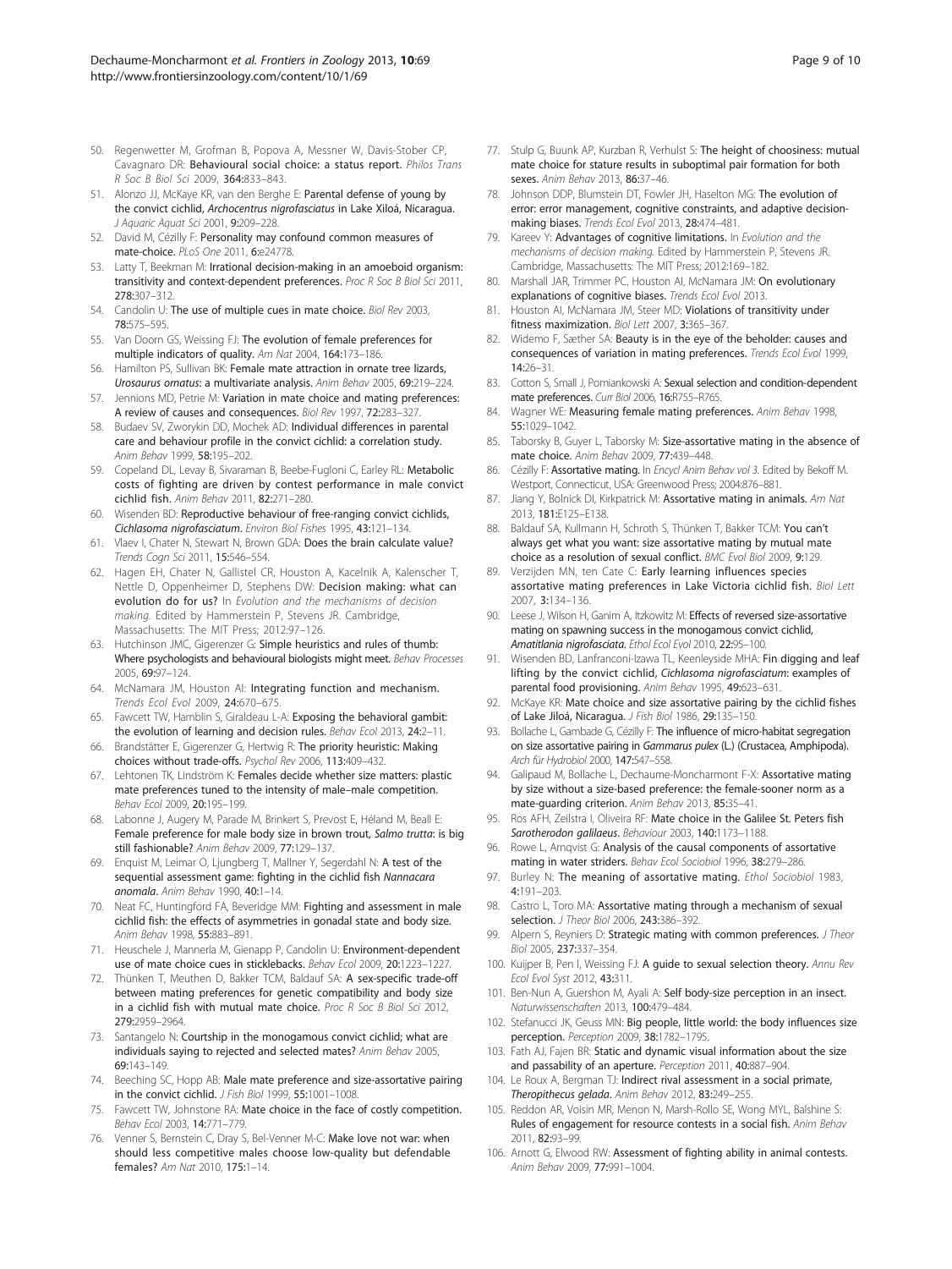50. Regenwetter M, Grofman B, Popova A, Messner W, Davis-Stober CP, Cavagnaro DR: **Behavioural social choice: a status report.** *Philos Trans R Soc B Biol Sci* 2009, **364:**833–843.
51. Alonzo JJ, McKaye KR, van den Berghe E: **Parental defense of young by the convict cichlid, *Archocentrus nigrofasciatus* in Lake Xiloá, Nicaragua.** *J Aquaric Aquat Sci* 2001, **9:**209–228.
52. David M, Cézilly F: **Personality may confound common measures of mate-choice.** *PLoS One* 2011, **6:**e24778.
53. Latty T, Beekman M: **Irrational decision-making in an amoeboid organism: transitivity and context-dependent preferences.** *Proc R Soc B Biol Sci* 2011, **278:**307–312.
54. Candolin U: **The use of multiple cues in mate choice.** *Biol Rev* 2003, **78:**575–595.
55. Van Doorn GS, Weissing FJ: **The evolution of female preferences for multiple indicators of quality.** *Am Nat* 2004, **164:**173–186.
56. Hamilton PS, Sullivan BK: **Female mate attraction in ornate tree lizards, *Urosaurus ornatus*: a multivariate analysis.** *Anim Behav* 2005, **69:**219–224.
57. Jennions MD, Petrie M: **Variation in mate choice and mating preferences: A review of causes and consequences.** *Biol Rev* 1997, **72:**283–327.
58. Budaev SV, Zworykin DD, Mochek AD: **Individual differences in parental care and behaviour profile in the convict cichlid: a correlation study.** *Anim Behav* 1999, **58:**195–202.
59. Copeland DL, Levay B, Sivaraman B, Beebe-Fugloni C, Earley RL: **Metabolic costs of fighting are driven by contest performance in male convict cichlid fish.** *Anim Behav* 2011, **82:**271–280.
60. Wisenden BD: **Reproductive behaviour of free-ranging convict cichlids, *Cichlasoma nigrofasciatum*.** *Environ Biol Fishes* 1995, **43:**121–134.
61. Vlaev I, Chater N, Stewart N, Brown GDA: **Does the brain calculate value?** *Trends Cogn Sci* 2011, **15:**546–554.
62. Hagen EH, Chater N, Gallistel CR, Houston A, Kacelnik A, Kalenscher T, Nettle D, Oppenheimer D, Stephens DW: **Decision making: what can evolution do for us?** In *Evolution and the mechanisms of decision making*. Edited by Hammerstein P, Stevens JR. Cambridge, Massachusetts: The MIT Press; 2012:97–126.
63. Hutchinson JMC, Gigerenzer G: **Simple heuristics and rules of thumb: Where psychologists and behavioural biologists might meet.** *Behav Processes* 2005, **69:**97–124.
64. McNamara JM, Houston AI: **Integrating function and mechanism.** *Trends Ecol Evol* 2009, **24:**670–675.
65. Fawcett TW, Hamblin S, Giraldeau L-A: **Exposing the behavioral gambit: the evolution of learning and decision rules.** *Behav Ecol* 2013, **24:**2–11.
66. Brandstätter E, Gigerenzer G, Hertwig R: **The priority heuristic: Making choices without trade-offs.** *Psychol Rev* 2006, **113:**409–432.
67. Lehtonen TK, Lindström K: **Females decide whether size matters: plastic mate preferences tuned to the intensity of male–male competition.** *Behav Ecol* 2009, **20:**195–199.
68. Labonne J, Augery M, Parade M, Brinkert S, Prevost E, Héland M, Beall E: **Female preference for male body size in brown trout, *Salmo trutta*: is big still fashionable?** *Anim Behav* 2009, **77:**129–137.
69. Enquist M, Leimar O, Ljungberg T, Mallner Y, Segerdahl N: **A test of the sequential assessment game: fighting in the cichlid fish *Nannacara anomala*.** *Anim Behav* 1990, **40:**1–14.
70. Neat FC, Huntingford FA, Beveridge MM: **Fighting and assessment in male cichlid fish: the effects of asymmetries in gonadal state and body size.** *Anim Behav* 1998, **55:**883–891.
71. Heuschele J, Mannerla M, Gienapp P, Candolin U: **Environment-dependent use of mate choice cues in sticklebacks.** *Behav Ecol* 2009, **20:**1223–1227.
72. Thünken T, Meuthen D, Bakker TCM, Baldauf SA: **A sex-specific trade-off between mating preferences for genetic compatibility and body size in a cichlid fish with mutual mate choice.** *Proc R Soc B Biol Sci* 2012, **279:**2959–2964.
73. Santangelo N: **Courtship in the monogamous convict cichlid; what are individuals saying to rejected and selected mates?** *Anim Behav* 2005, **69:**143–149.
74. Beeching SC, Hopp AB: **Male mate preference and size-assortative pairing in the convict cichlid.** *J Fish Biol* 1999, **55:**1001–1008.
75. Fawcett TW, Johnstone RA: **Mate choice in the face of costly competition.** *Behav Ecol* 2003, **14:**771–779.
76. Venner S, Bernstein C, Dray S, Bel-Venner M-C: **Make love not war: when should less competitive males choose low-quality but defendable females?** *Am Nat* 2010, **175:**1–14.
77. Stulp G, Buunk AP, Kurzban R, Verhulst S: **The height of choosiness: mutual mate choice for stature results in suboptimal pair formation for both sexes.** *Anim Behav* 2013, **86:**37–46.
78. Johnson DDP, Blumstein DT, Fowler JH, Haselton MG: **The evolution of error: error management, cognitive constraints, and adaptive decision-making biases.** *Trends Ecol Evol* 2013, **28:**474–481.
79. Kareev Y: **Advantages of cognitive limitations.** In *Evolution and the mechanisms of decision making*. Edited by Hammerstein P, Stevens JR. Cambridge, Massachusetts: The MIT Press; 2012:169–182.
80. Marshall JAR, Trimmer PC, Houston AI, McNamara JM: **On evolutionary explanations of cognitive biases.** *Trends Ecol Evol* 2013.
81. Houston AI, McNamara JM, Steer MD: **Violations of transitivity under fitness maximization.** *Biol Lett* 2007, **3:**365–367.
82. Widemo F, Sæther SA: **Beauty is in the eye of the beholder: causes and consequences of variation in mating preferences.** *Trends Ecol Evol* 1999, **14:**26–31.
83. Cotton S, Small J, Pomiankowski A: **Sexual selection and condition-dependent mate preferences.** *Curr Biol* 2006, **16:**R755–R765.
84. Wagner WE: **Measuring female mating preferences.** *Anim Behav* 1998, **55:**1029–1042.
85. Taborsky B, Guyer L, Taborsky M: **Size-assortative mating in the absence of mate choice.** *Anim Behav* 2009, **77:**439–448.
86. Cézilly F: **Assortative mating.** In *Encycl Anim Behav vol 3*. Edited by Bekoff M. Westport, Connecticut, USA: Greenwood Press; 2004:876–881.
87. Jiang Y, Bolnick DI, Kirkpatrick M: **Assortative mating in animals.** *Am Nat* 2013, **181:**E125–E138.
88. Baldauf SA, Kullmann H, Schroth S, Thünken T, Bakker TCM: **You can't always get what you want: size assortative mating by mutual mate choice as a resolution of sexual conflict.** *BMC Evol Biol* 2009, **9:**129.
89. Verzijden MN, ten Cate C: **Early learning influences species assortative mating preferences in Lake Victoria cichlid fish.** *Biol Lett* 2007, **3:**134–136.
90. Leese J, Wilson H, Ganim A, Itzkowitz M: **Effects of reversed size-assortative mating on spawning success in the monogamous convict cichlid, *Amatitlania nigrofasciata*.** *Ethol Ecol Evol* 2010, **22:**95–100.
91. Wisenden BD, Lanfranconi-Izawa TL, Keenleyside MHA: **Fin digging and leaf lifting by the convict cichlid, *Cichlasoma nigrofasciatum*: examples of parental food provisioning.** *Anim Behav* 1995, **49:**623–631.
92. McKaye KR: **Mate choice and size assortative pairing by the cichlid fishes of Lake Jiloá, Nicaragua.** *J Fish Biol* 1986, **29:**135–150.
93. Bollache L, Gambade G, Cézilly F: **The influence of micro-habitat segregation on size assortative pairing in *Gammarus pulex* (L.) (Crustacea, Amphipoda).** *Arch für Hydrobiol* 2000, **147:**547–558.
94. Galipaud M, Bollache L, Dechaume-Moncharmont F-X: **Assortative mating by size without a size-based preference: the female-sooner norm as a mate-guarding criterion.** *Anim Behav* 2013, **85:**35–41.
95. Ros AFH, Zeilstra I, Oliveira RF: **Mate choice in the Galilee St. Peters fish *Sarotherodon galilaeus*.** *Behaviour* 2003, **140:**1173–1188.
96. Rowe L, Arnqvist G: **Analysis of the causal components of assortative mating in water striders.** *Behav Ecol Sociobiol* 1996, **38:**279–286.
97. Burley N: **The meaning of assortative mating.** *Ethol Sociobiol* 1983, **4:**191–203.
98. Castro L, Toro MA: **Assortative mating through a mechanism of sexual selection.** *J Theor Biol* 2006, **243:**386–392.
99. Alpern S, Reyniers D: **Strategic mating with common preferences.** *J Theor Biol* 2005, **237:**337–354.
100. Kuijper B, Pen I, Weissing FJ: **A guide to sexual selection theory.** *Annu Rev Ecol Evol Syst* 2012, **43:**311.
101. Ben-Nun A, Guershon M, Ayali A: **Self body-size perception in an insect.** *Naturwissenschaften* 2013, **100:**479–484.
102. Stefanucci JK, Geuss MN: **Big people, little world: the body influences size perception.** *Perception* 2009, **38:**1782–1795.
103. Fath AJ, Fajen BR: **Static and dynamic visual information about the size and passability of an aperture.** *Perception* 2011, **40:**887–904.
104. Le Roux A, Bergman TJ: **Indirect rival assessment in a social primate, *Theropithecus gelada*.** *Anim Behav* 2012, **83:**249–255.
105. Reddon AR, Voisin MR, Menon N, Marsh-Rollo SE, Wong MYL, Balshine S: **Rules of engagement for resource contests in a social fish.** *Anim Behav* 2011, **82:**93–99.
106. Arnott G, Elwood RW: **Assessment of fighting ability in animal contests.** *Anim Behav* 2009, **77:**991–1004.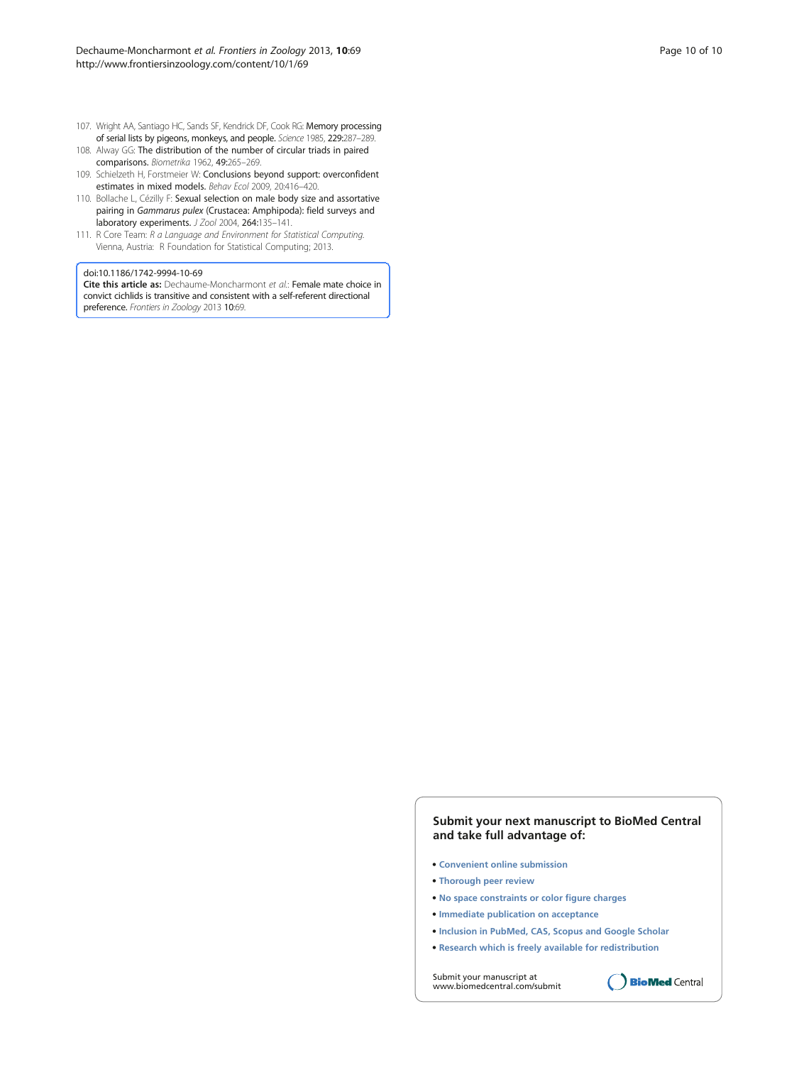107. Wright AA, Santiago HC, Sands SF, Kendrick DF, Cook RG: **Memory processing of serial lists by pigeons, monkeys, and people.** *Science* 1985, **229:**287–289.
108. Alway GG: **The distribution of the number of circular triads in paired comparisons.** *Biometrika* 1962, **49:**265–269.
109. Schielzeth H, Forstmeier W: **Conclusions beyond support: overconfident estimates in mixed models.** *Behav Ecol* 2009, 20:416–420.
110. Bollache L, Cézilly F: **Sexual selection on male body size and assortative pairing in *Gammarus pulex* (Crustacea: Amphipoda): field surveys and laboratory experiments.** *J Zool* 2004, **264:**135–141.
111. R Core Team: *R a Language and Environment for Statistical Computing.* Vienna, Austria: R Foundation for Statistical Computing; 2013.

doi:10.1186/1742-9994-10-69
**Cite this article as:** Dechaume-Moncharmont *et al.*: **Female mate choice in convict cichlids is transitive and consistent with a self-referent directional preference.** *Frontiers in Zoology* 2013 **10**:69.

**Submit your next manuscript to BioMed Central and take full advantage of:**

- **Convenient online submission**
- **Thorough peer review**
- **No space constraints or color figure charges**
- **Immediate publication on acceptance**
- **Inclusion in PubMed, CAS, Scopus and Google Scholar**
- **Research which is freely available for redistribution**

Submit your manuscript at
www.biomedcentral.com/submit

BioMed Central